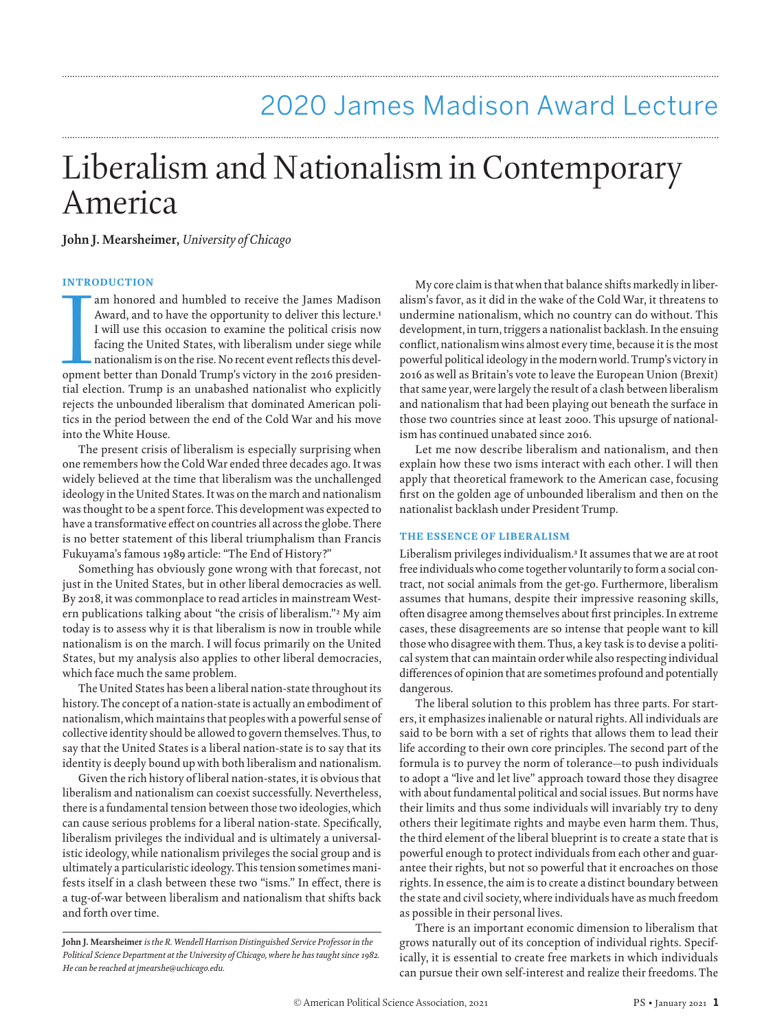# 2020 James Madison Award Lecture

# Liberalism and Nationalism in Contemporary America

**John J. Mearsheimer,** *University of Chicago*

## INTRODUCTION

I am honored and humbled to receive the James Madison Award, and to have the opportunity to deliver this lecture.[1] I will use this occasion to examine the political crisis now facing the United States, with liberalism under siege while nationalism is on the rise. No recent event reflects this development better than Donald Trump's victory in the 2016 presidential election. Trump is an unabashed nationalist who explicitly rejects the unbounded liberalism that dominated American politics in the period between the end of the Cold War and his move into the White House.

The present crisis of liberalism is especially surprising when one remembers how the Cold War ended three decades ago. It was widely believed at the time that liberalism was the unchallenged ideology in the United States. It was on the march and nationalism was thought to be a spent force. This development was expected to have a transformative effect on countries all across the globe. There is no better statement of this liberal triumphalism than Francis Fukuyama's famous 1989 article: "The End of History?"

Something has obviously gone wrong with that forecast, not just in the United States, but in other liberal democracies as well. By 2018, it was commonplace to read articles in mainstream Western publications talking about "the crisis of liberalism."[2] My aim today is to assess why it is that liberalism is now in trouble while nationalism is on the march. I will focus primarily on the United States, but my analysis also applies to other liberal democracies, which face much the same problem.

The United States has been a liberal nation-state throughout its history. The concept of a nation-state is actually an embodiment of nationalism, which maintains that peoples with a powerful sense of collective identity should be allowed to govern themselves. Thus, to say that the United States is a liberal nation-state is to say that its identity is deeply bound up with both liberalism and nationalism.

Given the rich history of liberal nation-states, it is obvious that liberalism and nationalism can coexist successfully. Nevertheless, there is a fundamental tension between those two ideologies, which can cause serious problems for a liberal nation-state. Specifically, liberalism privileges the individual and is ultimately a universalistic ideology, while nationalism privileges the social group and is ultimately a particularistic ideology. This tension sometimes manifests itself in a clash between these two "isms." In effect, there is a tug-of-war between liberalism and nationalism that shifts back and forth over time.

My core claim is that when that balance shifts markedly in liberalism's favor, as it did in the wake of the Cold War, it threatens to undermine nationalism, which no country can do without. This development, in turn, triggers a nationalist backlash. In the ensuing conflict, nationalism wins almost every time, because it is the most powerful political ideology in the modern world. Trump's victory in 2016 as well as Britain's vote to leave the European Union (Brexit) that same year, were largely the result of a clash between liberalism and nationalism that had been playing out beneath the surface in those two countries since at least 2000. This upsurge of nationalism has continued unabated since 2016.

Let me now describe liberalism and nationalism, and then explain how these two isms interact with each other. I will then apply that theoretical framework to the American case, focusing first on the golden age of unbounded liberalism and then on the nationalist backlash under President Trump.

## THE ESSENCE OF LIBERALISM

Liberalism privileges individualism.[3] It assumes that we are at root free individuals who come together voluntarily to form a social contract, not social animals from the get-go. Furthermore, liberalism assumes that humans, despite their impressive reasoning skills, often disagree among themselves about first principles. In extreme cases, these disagreements are so intense that people want to kill those who disagree with them. Thus, a key task is to devise a political system that can maintain order while also respecting individual differences of opinion that are sometimes profound and potentially dangerous.

The liberal solution to this problem has three parts. For starters, it emphasizes inalienable or natural rights. All individuals are said to be born with a set of rights that allows them to lead their life according to their own core principles. The second part of the formula is to purvey the norm of tolerance—to push individuals to adopt a "live and let live" approach toward those they disagree with about fundamental political and social issues. But norms have their limits and thus some individuals will invariably try to deny others their legitimate rights and maybe even harm them. Thus, the third element of the liberal blueprint is to create a state that is powerful enough to protect individuals from each other and guarantee their rights, but not so powerful that it encroaches on those rights. In essence, the aim is to create a distinct boundary between the state and civil society, where individuals have as much freedom as possible in their personal lives.

There is an important economic dimension to liberalism that grows naturally out of its conception of individual rights. Specifically, it is essential to create free markets in which individuals can pursue their own self-interest and realize their freedoms. The

---

**John J. Mearsheimer** *is the R. Wendell Harrison Distinguished Service Professor in the Political Science Department at the University of Chicago, where he has taught since 1982. He can be reached at jmearshe@uchicago.edu.*

© American Political Science Association, 2021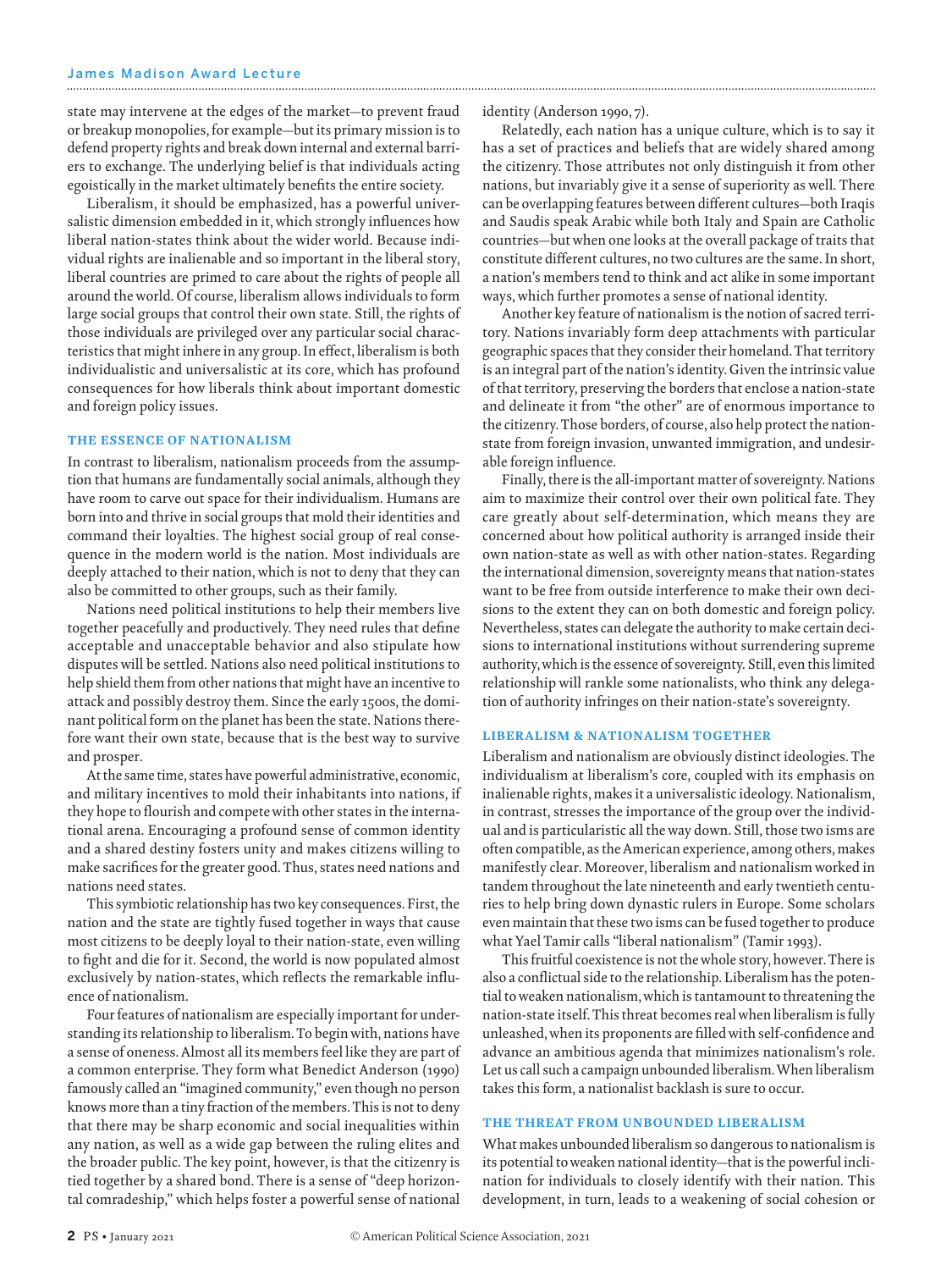state may intervene at the edges of the market—to prevent fraud or breakup monopolies, for example—but its primary mission is to defend property rights and break down internal and external barriers to exchange. The underlying belief is that individuals acting egoistically in the market ultimately benefits the entire society.

Liberalism, it should be emphasized, has a powerful universalistic dimension embedded in it, which strongly influences how liberal nation-states think about the wider world. Because individual rights are inalienable and so important in the liberal story, liberal countries are primed to care about the rights of people all around the world. Of course, liberalism allows individuals to form large social groups that control their own state. Still, the rights of those individuals are privileged over any particular social characteristics that might inhere in any group. In effect, liberalism is both individualistic and universalistic at its core, which has profound consequences for how liberals think about important domestic and foreign policy issues.

## THE ESSENCE OF NATIONALISM

In contrast to liberalism, nationalism proceeds from the assumption that humans are fundamentally social animals, although they have room to carve out space for their individualism. Humans are born into and thrive in social groups that mold their identities and command their loyalties. The highest social group of real consequence in the modern world is the nation. Most individuals are deeply attached to their nation, which is not to deny that they can also be committed to other groups, such as their family.

Nations need political institutions to help their members live together peacefully and productively. They need rules that define acceptable and unacceptable behavior and also stipulate how disputes will be settled. Nations also need political institutions to help shield them from other nations that might have an incentive to attack and possibly destroy them. Since the early 1500s, the dominant political form on the planet has been the state. Nations therefore want their own state, because that is the best way to survive and prosper.

At the same time, states have powerful administrative, economic, and military incentives to mold their inhabitants into nations, if they hope to flourish and compete with other states in the international arena. Encouraging a profound sense of common identity and a shared destiny fosters unity and makes citizens willing to make sacrifices for the greater good. Thus, states need nations and nations need states.

This symbiotic relationship has two key consequences. First, the nation and the state are tightly fused together in ways that cause most citizens to be deeply loyal to their nation-state, even willing to fight and die for it. Second, the world is now populated almost exclusively by nation-states, which reflects the remarkable influence of nationalism.

Four features of nationalism are especially important for understanding its relationship to liberalism. To begin with, nations have a sense of oneness. Almost all its members feel like they are part of a common enterprise. They form what Benedict Anderson (1990) famously called an "imagined community," even though no person knows more than a tiny fraction of the members. This is not to deny that there may be sharp economic and social inequalities within any nation, as well as a wide gap between the ruling elites and the broader public. The key point, however, is that the citizenry is tied together by a shared bond. There is a sense of "deep horizontal comradeship," which helps foster a powerful sense of national identity (Anderson 1990, 7).

Relatedly, each nation has a unique culture, which is to say it has a set of practices and beliefs that are widely shared among the citizenry. Those attributes not only distinguish it from other nations, but invariably give it a sense of superiority as well. There can be overlapping features between different cultures—both Iraqis and Saudis speak Arabic while both Italy and Spain are Catholic countries—but when one looks at the overall package of traits that constitute different cultures, no two cultures are the same. In short, a nation's members tend to think and act alike in some important ways, which further promotes a sense of national identity.

Another key feature of nationalism is the notion of sacred territory. Nations invariably form deep attachments with particular geographic spaces that they consider their homeland. That territory is an integral part of the nation's identity. Given the intrinsic value of that territory, preserving the borders that enclose a nation-state and delineate it from "the other" are of enormous importance to the citizenry. Those borders, of course, also help protect the nation-state from foreign invasion, unwanted immigration, and undesirable foreign influence.

Finally, there is the all-important matter of sovereignty. Nations aim to maximize their control over their own political fate. They care greatly about self-determination, which means they are concerned about how political authority is arranged inside their own nation-state as well as with other nation-states. Regarding the international dimension, sovereignty means that nation-states want to be free from outside interference to make their own decisions to the extent they can on both domestic and foreign policy. Nevertheless, states can delegate the authority to make certain decisions to international institutions without surrendering supreme authority, which is the essence of sovereignty. Still, even this limited relationship will rankle some nationalists, who think any delegation of authority infringes on their nation-state's sovereignty.

## LIBERALISM & NATIONALISM TOGETHER

Liberalism and nationalism are obviously distinct ideologies. The individualism at liberalism's core, coupled with its emphasis on inalienable rights, makes it a universalistic ideology. Nationalism, in contrast, stresses the importance of the group over the individual and is particularistic all the way down. Still, those two isms are often compatible, as the American experience, among others, makes manifestly clear. Moreover, liberalism and nationalism worked in tandem throughout the late nineteenth and early twentieth centuries to help bring down dynastic rulers in Europe. Some scholars even maintain that these two isms can be fused together to produce what Yael Tamir calls "liberal nationalism" (Tamir 1993).

This fruitful coexistence is not the whole story, however. There is also a conflictual side to the relationship. Liberalism has the potential to weaken nationalism, which is tantamount to threatening the nation-state itself. This threat becomes real when liberalism is fully unleashed, when its proponents are filled with self-confidence and advance an ambitious agenda that minimizes nationalism's role. Let us call such a campaign unbounded liberalism. When liberalism takes this form, a nationalist backlash is sure to occur.

## THE THREAT FROM UNBOUNDED LIBERALISM

What makes unbounded liberalism so dangerous to nationalism is its potential to weaken national identity—that is the powerful inclination for individuals to closely identify with their nation. This development, in turn, leads to a weakening of social cohesion or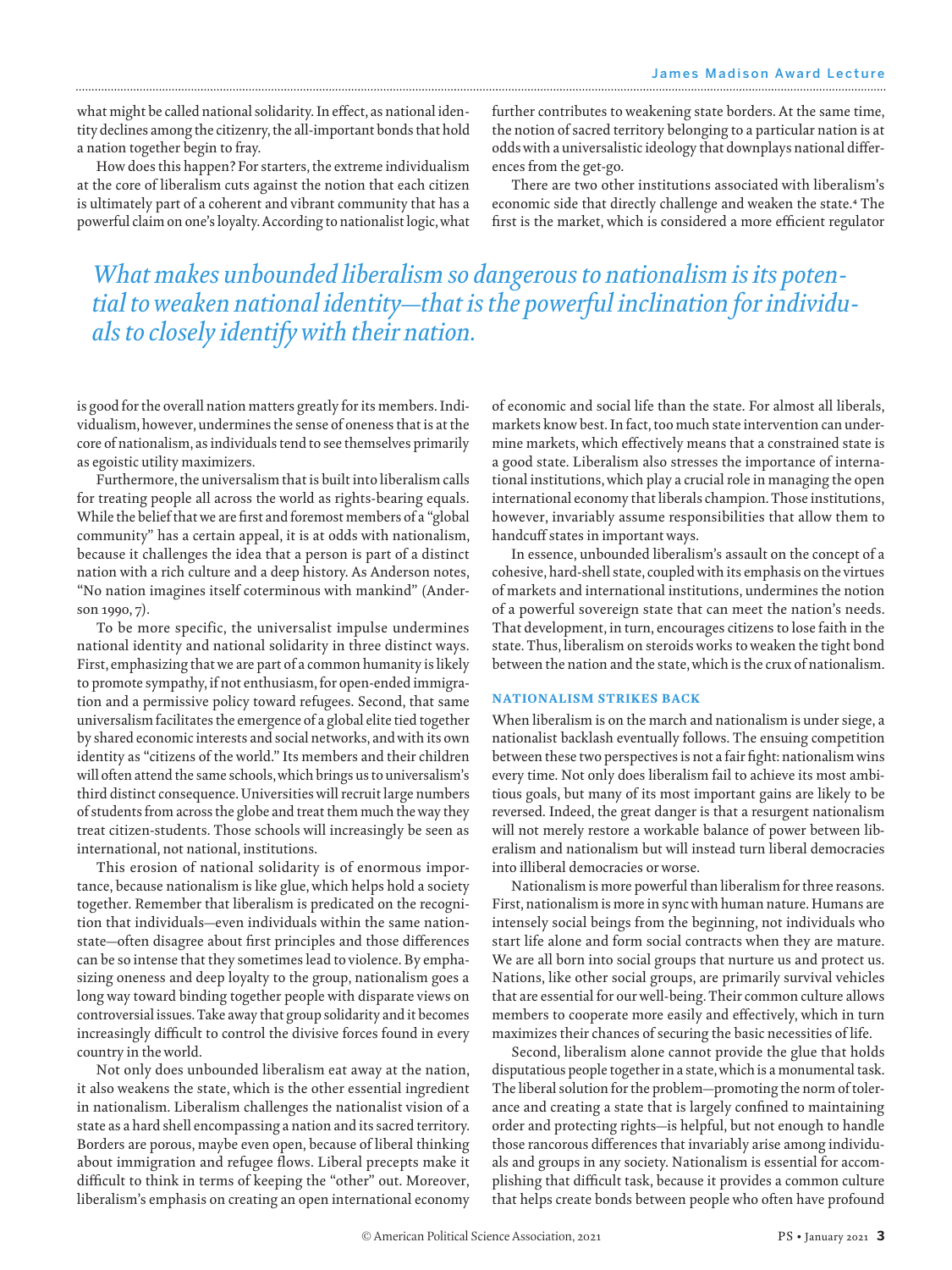what might be called national solidarity. In effect, as national identity declines among the citizenry, the all-important bonds that hold a nation together begin to fray.

How does this happen? For starters, the extreme individualism at the core of liberalism cuts against the notion that each citizen is ultimately part of a coherent and vibrant community that has a powerful claim on one's loyalty. According to nationalist logic, what is good for the overall nation matters greatly for its members. Individualism, however, undermines the sense of oneness that is at the core of nationalism, as individuals tend to see themselves primarily as egoistic utility maximizers.

*What makes unbounded liberalism so dangerous to nationalism is its potential to weaken national identity—that is the powerful inclination for individuals to closely identify with their nation.*

Furthermore, the universalism that is built into liberalism calls for treating people all across the world as rights-bearing equals. While the belief that we are first and foremost members of a "global community" has a certain appeal, it is at odds with nationalism, because it challenges the idea that a person is part of a distinct nation with a rich culture and a deep history. As Anderson notes, "No nation imagines itself coterminous with mankind" (Anderson 1990, 7).

To be more specific, the universalist impulse undermines national identity and national solidarity in three distinct ways. First, emphasizing that we are part of a common humanity is likely to promote sympathy, if not enthusiasm, for open-ended immigration and a permissive policy toward refugees. Second, that same universalism facilitates the emergence of a global elite tied together by shared economic interests and social networks, and with its own identity as "citizens of the world." Its members and their children will often attend the same schools, which brings us to universalism's third distinct consequence. Universities will recruit large numbers of students from across the globe and treat them much the way they treat citizen-students. Those schools will increasingly be seen as international, not national, institutions.

This erosion of national solidarity is of enormous importance, because nationalism is like glue, which helps hold a society together. Remember that liberalism is predicated on the recognition that individuals—even individuals within the same nation-state—often disagree about first principles and those differences can be so intense that they sometimes lead to violence. By emphasizing oneness and deep loyalty to the group, nationalism goes a long way toward binding together people with disparate views on controversial issues. Take away that group solidarity and it becomes increasingly difficult to control the divisive forces found in every country in the world.

Not only does unbounded liberalism eat away at the nation, it also weakens the state, which is the other essential ingredient in nationalism. Liberalism challenges the nationalist vision of a state as a hard shell encompassing a nation and its sacred territory. Borders are porous, maybe even open, because of liberal thinking about immigration and refugee flows. Liberal precepts make it difficult to think in terms of keeping the "other" out. Moreover, liberalism's emphasis on creating an open international economy further contributes to weakening state borders. At the same time, the notion of sacred territory belonging to a particular nation is at odds with a universalistic ideology that downplays national differences from the get-go.

There are two other institutions associated with liberalism's economic side that directly challenge and weaken the state.[4] The first is the market, which is considered a more efficient regulator of economic and social life than the state. For almost all liberals, markets know best. In fact, too much state intervention can undermine markets, which effectively means that a constrained state is a good state. Liberalism also stresses the importance of international institutions, which play a crucial role in managing the open international economy that liberals champion. Those institutions, however, invariably assume responsibilities that allow them to handcuff states in important ways.

In essence, unbounded liberalism's assault on the concept of a cohesive, hard-shell state, coupled with its emphasis on the virtues of markets and international institutions, undermines the notion of a powerful sovereign state that can meet the nation's needs. That development, in turn, encourages citizens to lose faith in the state. Thus, liberalism on steroids works to weaken the tight bond between the nation and the state, which is the crux of nationalism.

## NATIONALISM STRIKES BACK

When liberalism is on the march and nationalism is under siege, a nationalist backlash eventually follows. The ensuing competition between these two perspectives is not a fair fight: nationalism wins every time. Not only does liberalism fail to achieve its most ambitious goals, but many of its most important gains are likely to be reversed. Indeed, the great danger is that a resurgent nationalism will not merely restore a workable balance of power between liberalism and nationalism but will instead turn liberal democracies into illiberal democracies or worse.

Nationalism is more powerful than liberalism for three reasons. First, nationalism is more in sync with human nature. Humans are intensely social beings from the beginning, not individuals who start life alone and form social contracts when they are mature. We are all born into social groups that nurture us and protect us. Nations, like other social groups, are primarily survival vehicles that are essential for our well-being. Their common culture allows members to cooperate more easily and effectively, which in turn maximizes their chances of securing the basic necessities of life.

Second, liberalism alone cannot provide the glue that holds disputatious people together in a state, which is a monumental task. The liberal solution for the problem—promoting the norm of tolerance and creating a state that is largely confined to maintaining order and protecting rights—is helpful, but not enough to handle those rancorous differences that invariably arise among individuals and groups in any society. Nationalism is essential for accomplishing that difficult task, because it provides a common culture that helps create bonds between people who often have profound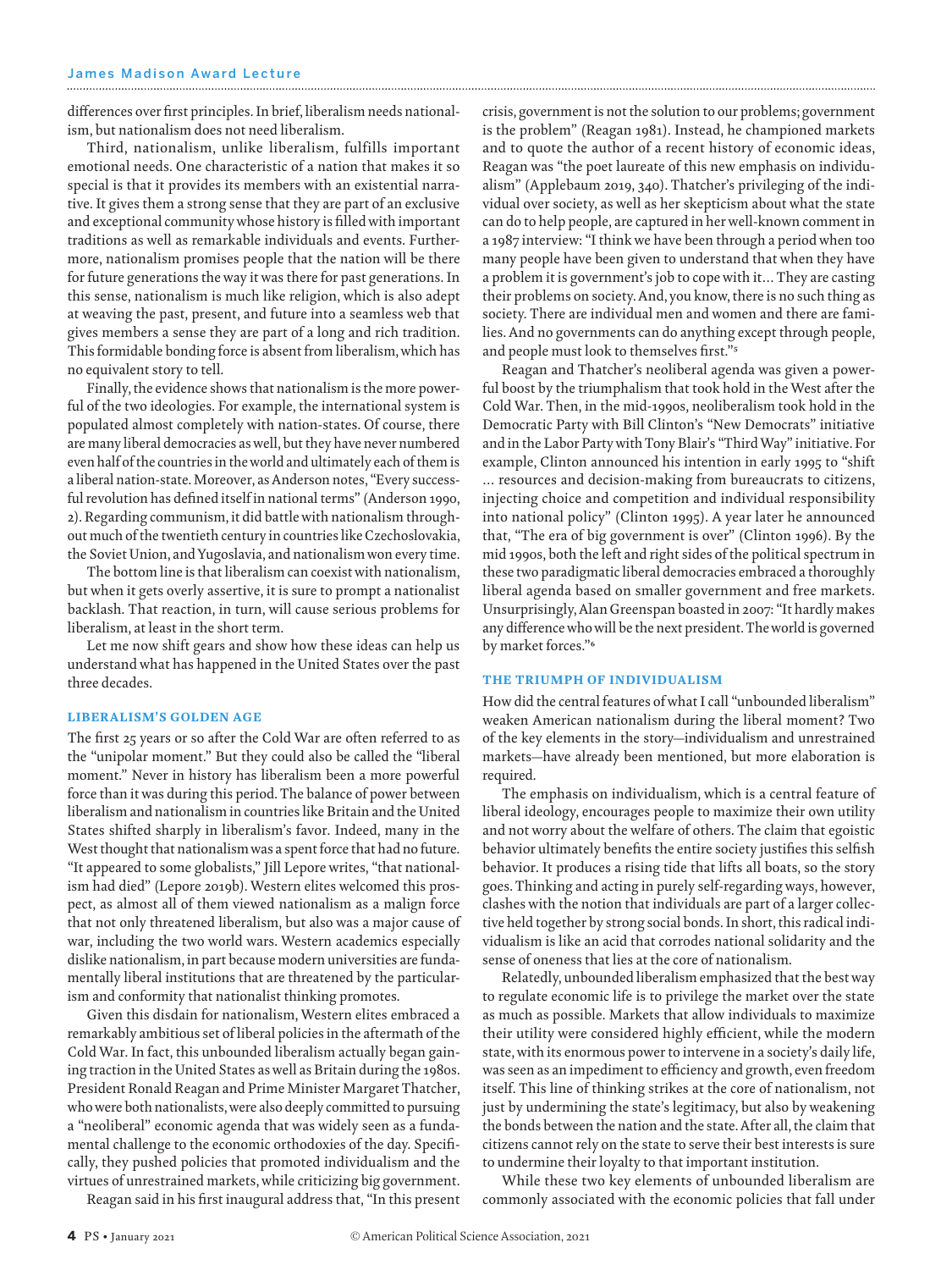differences over first principles. In brief, liberalism needs nationalism, but nationalism does not need liberalism.

Third, nationalism, unlike liberalism, fulfills important emotional needs. One characteristic of a nation that makes it so special is that it provides its members with an existential narrative. It gives them a strong sense that they are part of an exclusive and exceptional community whose history is filled with important traditions as well as remarkable individuals and events. Furthermore, nationalism promises people that the nation will be there for future generations the way it was there for past generations. In this sense, nationalism is much like religion, which is also adept at weaving the past, present, and future into a seamless web that gives members a sense they are part of a long and rich tradition. This formidable bonding force is absent from liberalism, which has no equivalent story to tell.

Finally, the evidence shows that nationalism is the more powerful of the two ideologies. For example, the international system is populated almost completely with nation-states. Of course, there are many liberal democracies as well, but they have never numbered even half of the countries in the world and ultimately each of them is a liberal nation-state. Moreover, as Anderson notes, "Every successful revolution has defined itself in national terms" (Anderson 1990, 2). Regarding communism, it did battle with nationalism throughout much of the twentieth century in countries like Czechoslovakia, the Soviet Union, and Yugoslavia, and nationalism won every time.

The bottom line is that liberalism can coexist with nationalism, but when it gets overly assertive, it is sure to prompt a nationalist backlash. That reaction, in turn, will cause serious problems for liberalism, at least in the short term.

Let me now shift gears and show how these ideas can help us understand what has happened in the United States over the past three decades.

## LIBERALISM'S GOLDEN AGE

The first 25 years or so after the Cold War are often referred to as the "unipolar moment." But they could also be called the "liberal moment." Never in history has liberalism been a more powerful force than it was during this period. The balance of power between liberalism and nationalism in countries like Britain and the United States shifted sharply in liberalism's favor. Indeed, many in the West thought that nationalism was a spent force that had no future. "It appeared to some globalists," Jill Lepore writes, "that nationalism had died" (Lepore 2019b). Western elites welcomed this prospect, as almost all of them viewed nationalism as a malign force that not only threatened liberalism, but also was a major cause of war, including the two world wars. Western academics especially dislike nationalism, in part because modern universities are fundamentally liberal institutions that are threatened by the particularism and conformity that nationalist thinking promotes.

Given this disdain for nationalism, Western elites embraced a remarkably ambitious set of liberal policies in the aftermath of the Cold War. In fact, this unbounded liberalism actually began gaining traction in the United States as well as Britain during the 1980s. President Ronald Reagan and Prime Minister Margaret Thatcher, who were both nationalists, were also deeply committed to pursuing a "neoliberal" economic agenda that was widely seen as a fundamental challenge to the economic orthodoxies of the day. Specifically, they pushed policies that promoted individualism and the virtues of unrestrained markets, while criticizing big government.

Reagan said in his first inaugural address that, "In this present crisis, government is not the solution to our problems; government is the problem" (Reagan 1981). Instead, he championed markets and to quote the author of a recent history of economic ideas, Reagan was "the poet laureate of this new emphasis on individualism" (Applebaum 2019, 340). Thatcher's privileging of the individual over society, as well as her skepticism about what the state can do to help people, are captured in her well-known comment in a 1987 interview: "I think we have been through a period when too many people have been given to understand that when they have a problem it is government's job to cope with it… They are casting their problems on society. And, you know, there is no such thing as society. There are individual men and women and there are families. And no governments can do anything except through people, and people must look to themselves first."[5]

Reagan and Thatcher's neoliberal agenda was given a powerful boost by the triumphalism that took hold in the West after the Cold War. Then, in the mid-1990s, neoliberalism took hold in the Democratic Party with Bill Clinton's "New Democrats" initiative and in the Labor Party with Tony Blair's "Third Way" initiative. For example, Clinton announced his intention in early 1995 to "shift … resources and decision-making from bureaucrats to citizens, injecting choice and competition and individual responsibility into national policy" (Clinton 1995). A year later he announced that, "The era of big government is over" (Clinton 1996). By the mid 1990s, both the left and right sides of the political spectrum in these two paradigmatic liberal democracies embraced a thoroughly liberal agenda based on smaller government and free markets. Unsurprisingly, Alan Greenspan boasted in 2007: "It hardly makes any difference who will be the next president. The world is governed by market forces."[6]

## THE TRIUMPH OF INDIVIDUALISM

How did the central features of what I call "unbounded liberalism" weaken American nationalism during the liberal moment? Two of the key elements in the story—individualism and unrestrained markets—have already been mentioned, but more elaboration is required.

The emphasis on individualism, which is a central feature of liberal ideology, encourages people to maximize their own utility and not worry about the welfare of others. The claim that egoistic behavior ultimately benefits the entire society justifies this selfish behavior. It produces a rising tide that lifts all boats, so the story goes. Thinking and acting in purely self-regarding ways, however, clashes with the notion that individuals are part of a larger collective held together by strong social bonds. In short, this radical individualism is like an acid that corrodes national solidarity and the sense of oneness that lies at the core of nationalism.

Relatedly, unbounded liberalism emphasized that the best way to regulate economic life is to privilege the market over the state as much as possible. Markets that allow individuals to maximize their utility were considered highly efficient, while the modern state, with its enormous power to intervene in a society's daily life, was seen as an impediment to efficiency and growth, even freedom itself. This line of thinking strikes at the core of nationalism, not just by undermining the state's legitimacy, but also by weakening the bonds between the nation and the state. After all, the claim that citizens cannot rely on the state to serve their best interests is sure to undermine their loyalty to that important institution.

While these two key elements of unbounded liberalism are commonly associated with the economic policies that fall under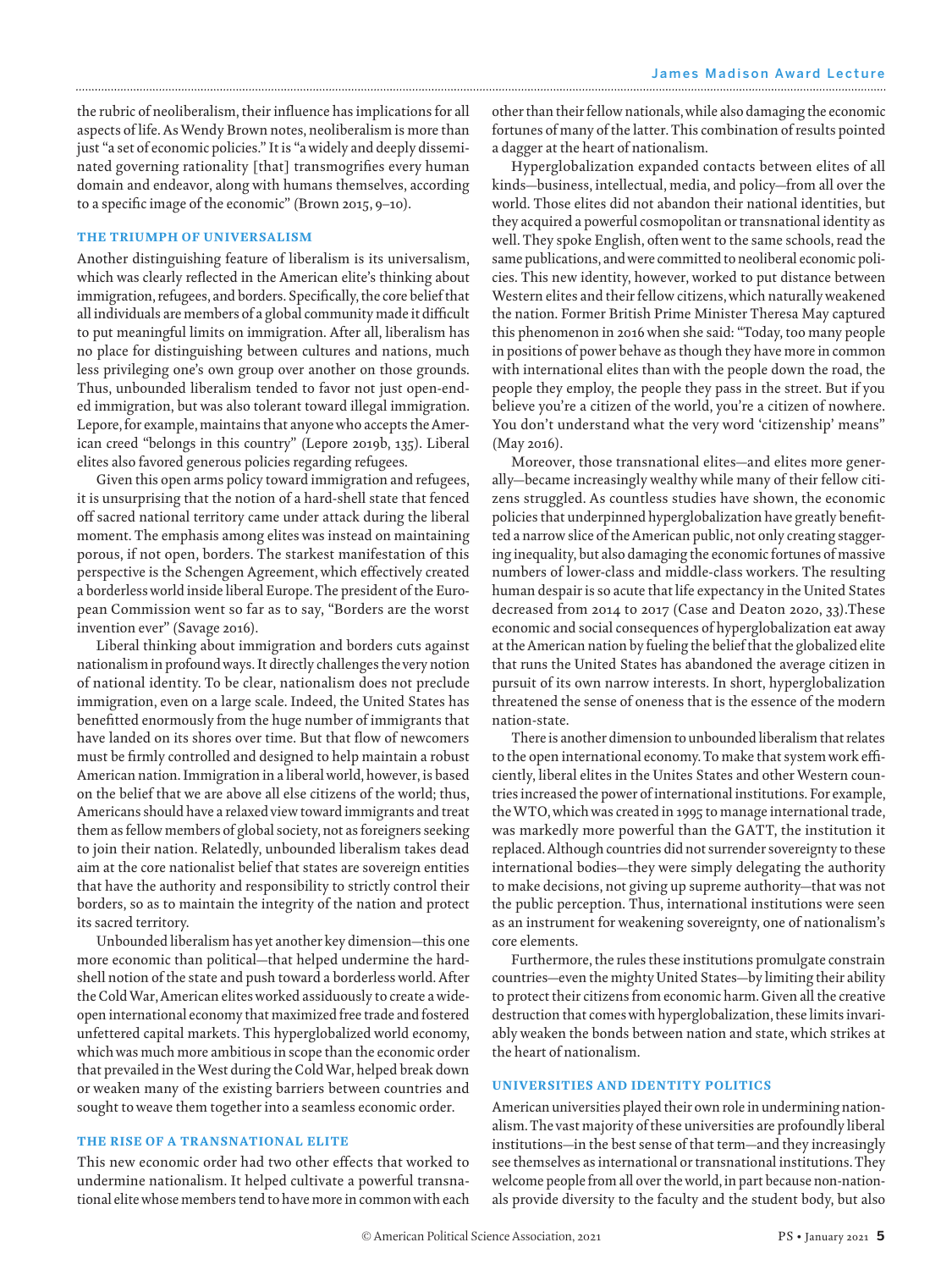the rubric of neoliberalism, their influence has implications for all aspects of life. As Wendy Brown notes, neoliberalism is more than just "a set of economic policies." It is "a widely and deeply disseminated governing rationality [that] transmogrifies every human domain and endeavor, along with humans themselves, according to a specific image of the economic" (Brown 2015, 9–10).

### THE TRIUMPH OF UNIVERSALISM

Another distinguishing feature of liberalism is its universalism, which was clearly reflected in the American elite's thinking about immigration, refugees, and borders. Specifically, the core belief that all individuals are members of a global community made it difficult to put meaningful limits on immigration. After all, liberalism has no place for distinguishing between cultures and nations, much less privileging one's own group over another on those grounds. Thus, unbounded liberalism tended to favor not just open-ended immigration, but was also tolerant toward illegal immigration. Lepore, for example, maintains that anyone who accepts the American creed "belongs in this country" (Lepore 2019b, 135). Liberal elites also favored generous policies regarding refugees.

Given this open arms policy toward immigration and refugees, it is unsurprising that the notion of a hard-shell state that fenced off sacred national territory came under attack during the liberal moment. The emphasis among elites was instead on maintaining porous, if not open, borders. The starkest manifestation of this perspective is the Schengen Agreement, which effectively created a borderless world inside liberal Europe. The president of the European Commission went so far as to say, "Borders are the worst invention ever" (Savage 2016).

Liberal thinking about immigration and borders cuts against nationalism in profound ways. It directly challenges the very notion of national identity. To be clear, nationalism does not preclude immigration, even on a large scale. Indeed, the United States has benefitted enormously from the huge number of immigrants that have landed on its shores over time. But that flow of newcomers must be firmly controlled and designed to help maintain a robust American nation. Immigration in a liberal world, however, is based on the belief that we are above all else citizens of the world; thus, Americans should have a relaxed view toward immigrants and treat them as fellow members of global society, not as foreigners seeking to join their nation. Relatedly, unbounded liberalism takes dead aim at the core nationalist belief that states are sovereign entities that have the authority and responsibility to strictly control their borders, so as to maintain the integrity of the nation and protect its sacred territory.

Unbounded liberalism has yet another key dimension—this one more economic than political—that helped undermine the hard-shell notion of the state and push toward a borderless world. After the Cold War, American elites worked assiduously to create a wide-open international economy that maximized free trade and fostered unfettered capital markets. This hyperglobalized world economy, which was much more ambitious in scope than the economic order that prevailed in the West during the Cold War, helped break down or weaken many of the existing barriers between countries and sought to weave them together into a seamless economic order.

### THE RISE OF A TRANSNATIONAL ELITE

This new economic order had two other effects that worked to undermine nationalism. It helped cultivate a powerful transnational elite whose members tend to have more in common with each other than their fellow nationals, while also damaging the economic fortunes of many of the latter. This combination of results pointed a dagger at the heart of nationalism.

Hyperglobalization expanded contacts between elites of all kinds—business, intellectual, media, and policy—from all over the world. Those elites did not abandon their national identities, but they acquired a powerful cosmopolitan or transnational identity as well. They spoke English, often went to the same schools, read the same publications, and were committed to neoliberal economic policies. This new identity, however, worked to put distance between Western elites and their fellow citizens, which naturally weakened the nation. Former British Prime Minister Theresa May captured this phenomenon in 2016 when she said: "Today, too many people in positions of power behave as though they have more in common with international elites than with the people down the road, the people they employ, the people they pass in the street. But if you believe you're a citizen of the world, you're a citizen of nowhere. You don't understand what the very word 'citizenship' means" (May 2016).

Moreover, those transnational elites—and elites more generally—became increasingly wealthy while many of their fellow citizens struggled. As countless studies have shown, the economic policies that underpinned hyperglobalization have greatly benefitted a narrow slice of the American public, not only creating staggering inequality, but also damaging the economic fortunes of massive numbers of lower-class and middle-class workers. The resulting human despair is so acute that life expectancy in the United States decreased from 2014 to 2017 (Case and Deaton 2020, 33).These economic and social consequences of hyperglobalization eat away at the American nation by fueling the belief that the globalized elite that runs the United States has abandoned the average citizen in pursuit of its own narrow interests. In short, hyperglobalization threatened the sense of oneness that is the essence of the modern nation-state.

There is another dimension to unbounded liberalism that relates to the open international economy. To make that system work efficiently, liberal elites in the Unites States and other Western countries increased the power of international institutions. For example, the WTO, which was created in 1995 to manage international trade, was markedly more powerful than the GATT, the institution it replaced. Although countries did not surrender sovereignty to these international bodies—they were simply delegating the authority to make decisions, not giving up supreme authority—that was not the public perception. Thus, international institutions were seen as an instrument for weakening sovereignty, one of nationalism's core elements.

Furthermore, the rules these institutions promulgate constrain countries—even the mighty United States—by limiting their ability to protect their citizens from economic harm. Given all the creative destruction that comes with hyperglobalization, these limits invariably weaken the bonds between nation and state, which strikes at the heart of nationalism.

### UNIVERSITIES AND IDENTITY POLITICS

American universities played their own role in undermining nationalism. The vast majority of these universities are profoundly liberal institutions—in the best sense of that term—and they increasingly see themselves as international or transnational institutions. They welcome people from all over the world, in part because non-nationals provide diversity to the faculty and the student body, but also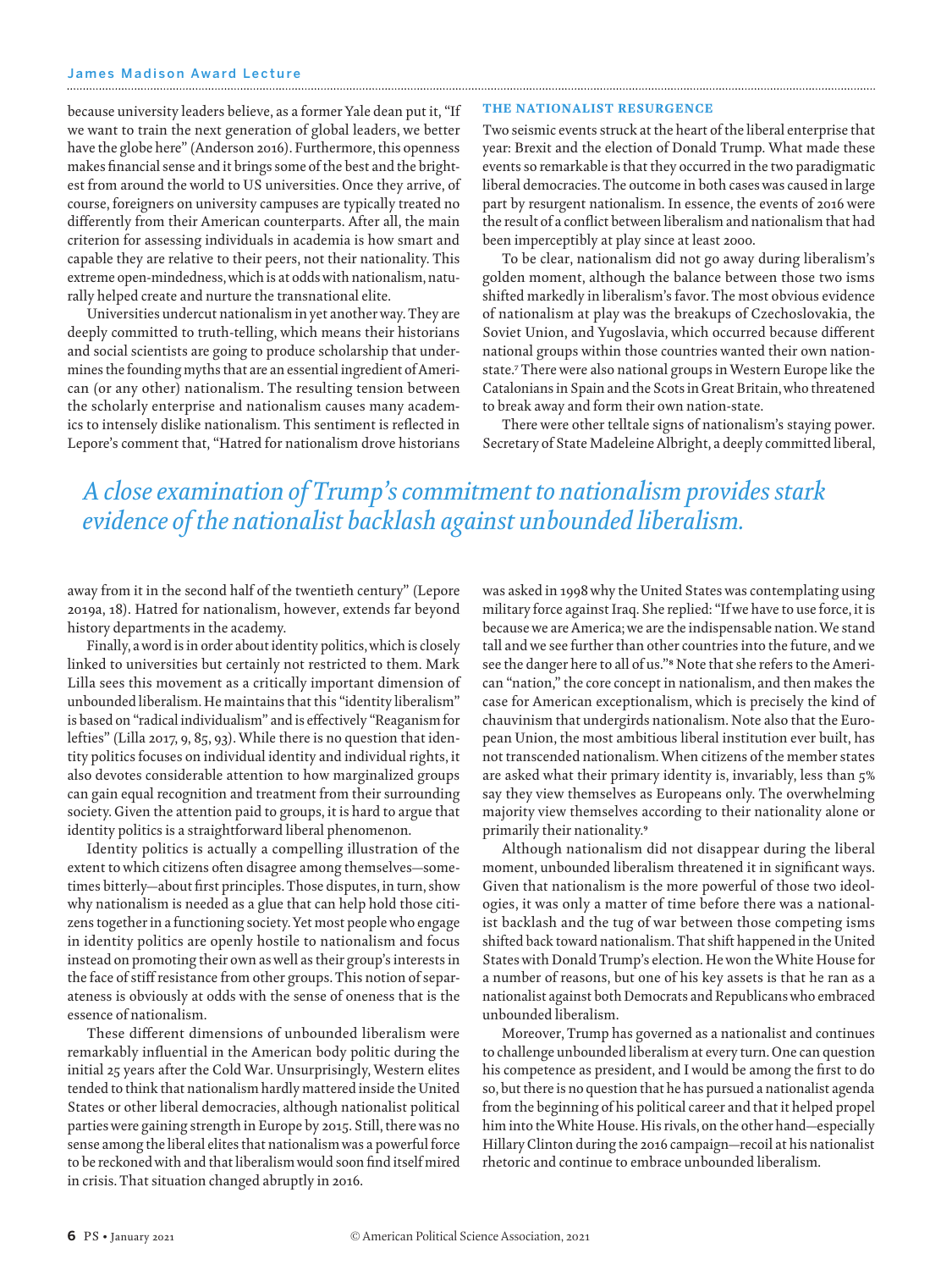because university leaders believe, as a former Yale dean put it, "If we want to train the next generation of global leaders, we better have the globe here" (Anderson 2016). Furthermore, this openness makes financial sense and it brings some of the best and the brightest from around the world to US universities. Once they arrive, of course, foreigners on university campuses are typically treated no differently from their American counterparts. After all, the main criterion for assessing individuals in academia is how smart and capable they are relative to their peers, not their nationality. This extreme open-mindedness, which is at odds with nationalism, naturally helped create and nurture the transnational elite.

Universities undercut nationalism in yet another way. They are deeply committed to truth-telling, which means their historians and social scientists are going to produce scholarship that undermines the founding myths that are an essential ingredient of American (or any other) nationalism. The resulting tension between the scholarly enterprise and nationalism causes many academics to intensely dislike nationalism. This sentiment is reflected in Lepore's comment that, "Hatred for nationalism drove historians away from it in the second half of the twentieth century" (Lepore 2019a, 18). Hatred for nationalism, however, extends far beyond history departments in the academy.

Finally, a word is in order about identity politics, which is closely linked to universities but certainly not restricted to them. Mark Lilla sees this movement as a critically important dimension of unbounded liberalism. He maintains that this "identity liberalism" is based on "radical individualism" and is effectively "Reaganism for lefties" (Lilla 2017, 9, 85, 93). While there is no question that identity politics focuses on individual identity and individual rights, it also devotes considerable attention to how marginalized groups can gain equal recognition and treatment from their surrounding society. Given the attention paid to groups, it is hard to argue that identity politics is a straightforward liberal phenomenon.

Identity politics is actually a compelling illustration of the extent to which citizens often disagree among themselves—sometimes bitterly—about first principles. Those disputes, in turn, show why nationalism is needed as a glue that can help hold those citizens together in a functioning society. Yet most people who engage in identity politics are openly hostile to nationalism and focus instead on promoting their own as well as their group's interests in the face of stiff resistance from other groups. This notion of separateness is obviously at odds with the sense of oneness that is the essence of nationalism.

These different dimensions of unbounded liberalism were remarkably influential in the American body politic during the initial 25 years after the Cold War. Unsurprisingly, Western elites tended to think that nationalism hardly mattered inside the United States or other liberal democracies, although nationalist political parties were gaining strength in Europe by 2015. Still, there was no sense among the liberal elites that nationalism was a powerful force to be reckoned with and that liberalism would soon find itself mired in crisis. That situation changed abruptly in 2016.

## THE NATIONALIST RESURGENCE

Two seismic events struck at the heart of the liberal enterprise that year: Brexit and the election of Donald Trump. What made these events so remarkable is that they occurred in the two paradigmatic liberal democracies. The outcome in both cases was caused in large part by resurgent nationalism. In essence, the events of 2016 were the result of a conflict between liberalism and nationalism that had been imperceptibly at play since at least 2000.

To be clear, nationalism did not go away during liberalism's golden moment, although the balance between those two isms shifted markedly in liberalism's favor. The most obvious evidence of nationalism at play was the breakups of Czechoslovakia, the Soviet Union, and Yugoslavia, which occurred because different national groups within those countries wanted their own nation-state.[7] There were also national groups in Western Europe like the Catalonians in Spain and the Scots in Great Britain, who threatened to break away and form their own nation-state.

There were other telltale signs of nationalism's staying power. Secretary of State Madeleine Albright, a deeply committed liberal, was asked in 1998 why the United States was contemplating using military force against Iraq. She replied: "If we have to use force, it is because we are America; we are the indispensable nation. We stand tall and we see further than other countries into the future, and we see the danger here to all of us."[8] Note that she refers to the American "nation," the core concept in nationalism, and then makes the case for American exceptionalism, which is precisely the kind of chauvinism that undergirds nationalism. Note also that the European Union, the most ambitious liberal institution ever built, has not transcended nationalism. When citizens of the member states are asked what their primary identity is, invariably, less than 5% say they view themselves as Europeans only. The overwhelming majority view themselves according to their nationality alone or primarily their nationality.[9]

*A close examination of Trump's commitment to nationalism provides stark evidence of the nationalist backlash against unbounded liberalism.*

Although nationalism did not disappear during the liberal moment, unbounded liberalism threatened it in significant ways. Given that nationalism is the more powerful of those two ideologies, it was only a matter of time before there was a nationalist backlash and the tug of war between those competing isms shifted back toward nationalism. That shift happened in the United States with Donald Trump's election. He won the White House for a number of reasons, but one of his key assets is that he ran as a nationalist against both Democrats and Republicans who embraced unbounded liberalism.

Moreover, Trump has governed as a nationalist and continues to challenge unbounded liberalism at every turn. One can question his competence as president, and I would be among the first to do so, but there is no question that he has pursued a nationalist agenda from the beginning of his political career and that it helped propel him into the White House. His rivals, on the other hand—especially Hillary Clinton during the 2016 campaign—recoil at his nationalist rhetoric and continue to embrace unbounded liberalism.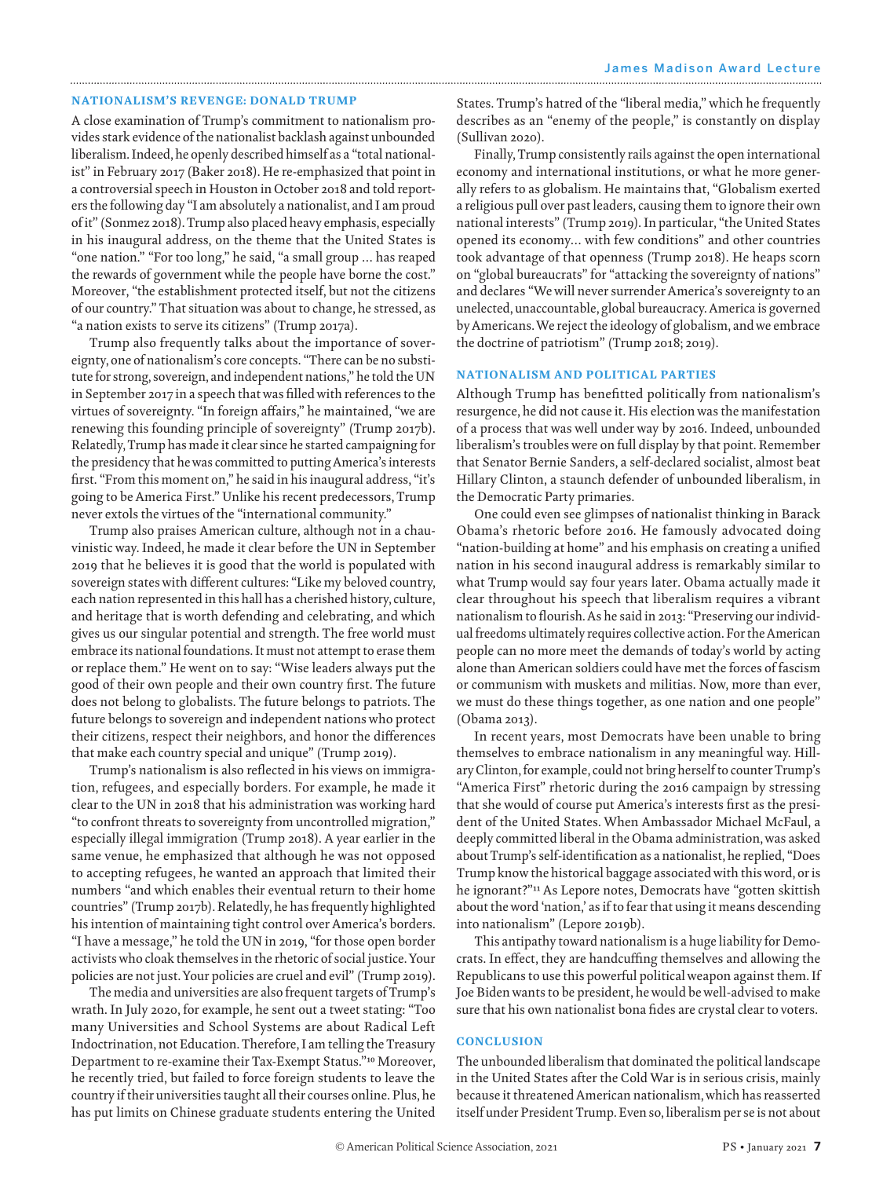## NATIONALISM'S REVENGE: DONALD TRUMP

A close examination of Trump's commitment to nationalism provides stark evidence of the nationalist backlash against unbounded liberalism. Indeed, he openly described himself as a "total nationalist" in February 2017 (Baker 2018). He re-emphasized that point in a controversial speech in Houston in October 2018 and told reporters the following day "I am absolutely a nationalist, and I am proud of it" (Sonmez 2018). Trump also placed heavy emphasis, especially in his inaugural address, on the theme that the United States is "one nation." "For too long," he said, "a small group … has reaped the rewards of government while the people have borne the cost." Moreover, "the establishment protected itself, but not the citizens of our country." That situation was about to change, he stressed, as "a nation exists to serve its citizens" (Trump 2017a).

Trump also frequently talks about the importance of sovereignty, one of nationalism's core concepts. "There can be no substitute for strong, sovereign, and independent nations," he told the UN in September 2017 in a speech that was filled with references to the virtues of sovereignty. "In foreign affairs," he maintained, "we are renewing this founding principle of sovereignty" (Trump 2017b). Relatedly, Trump has made it clear since he started campaigning for the presidency that he was committed to putting America's interests first. "From this moment on," he said in his inaugural address, "it's going to be America First." Unlike his recent predecessors, Trump never extols the virtues of the "international community."

Trump also praises American culture, although not in a chauvinistic way. Indeed, he made it clear before the UN in September 2019 that he believes it is good that the world is populated with sovereign states with different cultures: "Like my beloved country, each nation represented in this hall has a cherished history, culture, and heritage that is worth defending and celebrating, and which gives us our singular potential and strength. The free world must embrace its national foundations. It must not attempt to erase them or replace them." He went on to say: "Wise leaders always put the good of their own people and their own country first. The future does not belong to globalists. The future belongs to patriots. The future belongs to sovereign and independent nations who protect their citizens, respect their neighbors, and honor the differences that make each country special and unique" (Trump 2019).

Trump's nationalism is also reflected in his views on immigration, refugees, and especially borders. For example, he made it clear to the UN in 2018 that his administration was working hard "to confront threats to sovereignty from uncontrolled migration," especially illegal immigration (Trump 2018). A year earlier in the same venue, he emphasized that although he was not opposed to accepting refugees, he wanted an approach that limited their numbers "and which enables their eventual return to their home countries" (Trump 2017b). Relatedly, he has frequently highlighted his intention of maintaining tight control over America's borders. "I have a message," he told the UN in 2019, "for those open border activists who cloak themselves in the rhetoric of social justice. Your policies are not just. Your policies are cruel and evil" (Trump 2019).

The media and universities are also frequent targets of Trump's wrath. In July 2020, for example, he sent out a tweet stating: "Too many Universities and School Systems are about Radical Left Indoctrination, not Education. Therefore, I am telling the Treasury Department to re-examine their Tax-Exempt Status."[10] Moreover, he recently tried, but failed to force foreign students to leave the country if their universities taught all their courses online. Plus, he has put limits on Chinese graduate students entering the United States. Trump's hatred of the "liberal media," which he frequently describes as an "enemy of the people," is constantly on display (Sullivan 2020).

Finally, Trump consistently rails against the open international economy and international institutions, or what he more generally refers to as globalism. He maintains that, "Globalism exerted a religious pull over past leaders, causing them to ignore their own national interests" (Trump 2019). In particular, "the United States opened its economy… with few conditions" and other countries took advantage of that openness (Trump 2018). He heaps scorn on "global bureaucrats" for "attacking the sovereignty of nations" and declares "We will never surrender America's sovereignty to an unelected, unaccountable, global bureaucracy. America is governed by Americans. We reject the ideology of globalism, and we embrace the doctrine of patriotism" (Trump 2018; 2019).

## NATIONALISM AND POLITICAL PARTIES

Although Trump has benefitted politically from nationalism's resurgence, he did not cause it. His election was the manifestation of a process that was well under way by 2016. Indeed, unbounded liberalism's troubles were on full display by that point. Remember that Senator Bernie Sanders, a self-declared socialist, almost beat Hillary Clinton, a staunch defender of unbounded liberalism, in the Democratic Party primaries.

One could even see glimpses of nationalist thinking in Barack Obama's rhetoric before 2016. He famously advocated doing "nation-building at home" and his emphasis on creating a unified nation in his second inaugural address is remarkably similar to what Trump would say four years later. Obama actually made it clear throughout his speech that liberalism requires a vibrant nationalism to flourish. As he said in 2013: "Preserving our individual freedoms ultimately requires collective action. For the American people can no more meet the demands of today's world by acting alone than American soldiers could have met the forces of fascism or communism with muskets and militias. Now, more than ever, we must do these things together, as one nation and one people" (Obama 2013).

In recent years, most Democrats have been unable to bring themselves to embrace nationalism in any meaningful way. Hillary Clinton, for example, could not bring herself to counter Trump's "America First" rhetoric during the 2016 campaign by stressing that she would of course put America's interests first as the president of the United States. When Ambassador Michael McFaul, a deeply committed liberal in the Obama administration, was asked about Trump's self-identification as a nationalist, he replied, "Does Trump know the historical baggage associated with this word, or is he ignorant?"[11] As Lepore notes, Democrats have "gotten skittish about the word 'nation,' as if to fear that using it means descending into nationalism" (Lepore 2019b).

This antipathy toward nationalism is a huge liability for Democrats. In effect, they are handcuffing themselves and allowing the Republicans to use this powerful political weapon against them. If Joe Biden wants to be president, he would be well-advised to make sure that his own nationalist bona fides are crystal clear to voters.

## CONCLUSION

The unbounded liberalism that dominated the political landscape in the United States after the Cold War is in serious crisis, mainly because it threatened American nationalism, which has reasserted itself under President Trump. Even so, liberalism per se is not about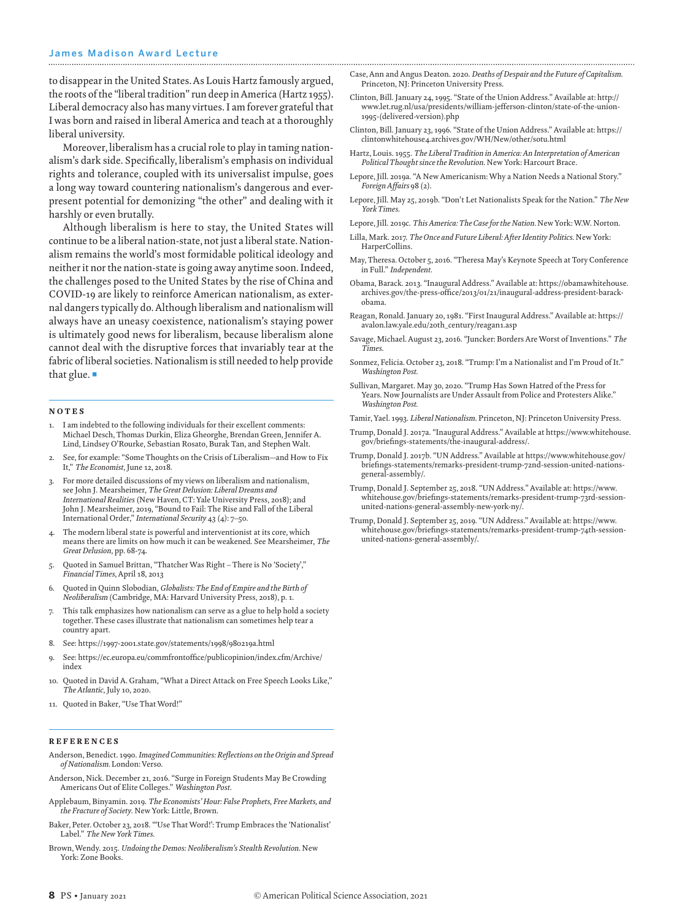to disappear in the United States. As Louis Hartz famously argued, the roots of the "liberal tradition" run deep in America (Hartz 1955). Liberal democracy also has many virtues. I am forever grateful that I was born and raised in liberal America and teach at a thoroughly liberal university.

Moreover, liberalism has a crucial role to play in taming nationalism's dark side. Specifically, liberalism's emphasis on individual rights and tolerance, coupled with its universalist impulse, goes a long way toward countering nationalism's dangerous and ever-present potential for demonizing "the other" and dealing with it harshly or even brutally.

Although liberalism is here to stay, the United States will continue to be a liberal nation-state, not just a liberal state. Nationalism remains the world's most formidable political ideology and neither it nor the nation-state is going away anytime soon. Indeed, the challenges posed to the United States by the rise of China and COVID-19 are likely to reinforce American nationalism, as external dangers typically do. Although liberalism and nationalism will always have an uneasy coexistence, nationalism's staying power is ultimately good news for liberalism, because liberalism alone cannot deal with the disruptive forces that invariably tear at the fabric of liberal societies. Nationalism is still needed to help provide that glue. ■

## NOTES

1. I am indebted to the following individuals for their excellent comments: Michael Desch, Thomas Durkin, Eliza Gheorghe, Brendan Green, Jennifer A. Lind, Lindsey O'Rourke, Sebastian Rosato, Burak Tan, and Stephen Walt.
2. See, for example: "Some Thoughts on the Crisis of Liberalism—and How to Fix It," *The Economist*, June 12, 2018.
3. For more detailed discussions of my views on liberalism and nationalism, see John J. Mearsheimer, *The Great Delusion: Liberal Dreams and International Realities* (New Haven, CT: Yale University Press, 2018); and John J. Mearsheimer, 2019, "Bound to Fail: The Rise and Fall of the Liberal International Order," *International Security* 43 (4): 7–50.
4. The modern liberal state is powerful and interventionist at its core, which means there are limits on how much it can be weakened. See Mearsheimer, *The Great Delusion*, pp. 68-74.
5. Quoted in Samuel Brittan, "Thatcher Was Right – There is No 'Society'," *Financial Times*, April 18, 2013
6. Quoted in Quinn Slobodian, *Globalists: The End of Empire and the Birth of Neoliberalism* (Cambridge, MA: Harvard University Press, 2018), p. 1.
7. This talk emphasizes how nationalism can serve as a glue to help hold a society together. These cases illustrate that nationalism can sometimes help tear a country apart.
8. See: https://1997-2001.state.gov/statements/1998/980219a.html
9. See: https://ec.europa.eu/commfrontoffice/publicopinion/index.cfm/Archive/index
10. Quoted in David A. Graham, "What a Direct Attack on Free Speech Looks Like," *The Atlantic*, July 10, 2020.
11. Quoted in Baker, "Use That Word!"

## REFERENCES

Anderson, Benedict. 1990. *Imagined Communities: Reflections on the Origin and Spread of Nationalism.* London: Verso.

Anderson, Nick. December 21, 2016. "Surge in Foreign Students May Be Crowding Americans Out of Elite Colleges." *Washington Post.*

Applebaum, Binyamin. 2019. *The Economists' Hour: False Prophets, Free Markets, and the Fracture of Society.* New York: Little, Brown.

Baker, Peter. October 23, 2018. "'Use That Word!': Trump Embraces the 'Nationalist' Label." *The New York Times.*

Brown, Wendy. 2015. *Undoing the Demos: Neoliberalism's Stealth Revolution.* New York: Zone Books.

Case, Ann and Angus Deaton. 2020. *Deaths of Despair and the Future of Capitalism.* Princeton, NJ: Princeton University Press.

Clinton, Bill. January 24, 1995. "State of the Union Address." Available at: http://www.let.rug.nl/usa/presidents/william-jefferson-clinton/state-of-the-union-1995-(delivered-version).php

Clinton, Bill. January 23, 1996. "State of the Union Address." Available at: https://clintonwhitehouse4.archives.gov/WH/New/other/sotu.html

Hartz, Louis. 1955. *The Liberal Tradition in America: An Interpretation of American Political Thought since the Revolution.* New York: Harcourt Brace.

Lepore, Jill. 2019a. "A New Americanism: Why a Nation Needs a National Story." *Foreign Affairs* 98 (2).

Lepore, Jill. May 25, 2019b. "Don't Let Nationalists Speak for the Nation." *The New York Times.*

Lepore, Jill. 2019c. *This America: The Case for the Nation.* New York: W.W. Norton.

Lilla, Mark. 2017. *The Once and Future Liberal: After Identity Politics.* New York: HarperCollins.

May, Theresa. October 5, 2016. "Theresa May's Keynote Speech at Tory Conference in Full." *Independent.*

Obama, Barack. 2013. "Inaugural Address." Available at: https://obamawhitehouse.archives.gov/the-press-office/2013/01/21/inaugural-address-president-barack-obama.

Reagan, Ronald. January 20, 1981. "First Inaugural Address." Available at: https://avalon.law.yale.edu/20th_century/reagan1.asp

Savage, Michael. August 23, 2016. "Juncker: Borders Are Worst of Inventions." *The Times.*

Sonmez, Felicia. October 23, 2018. "Trump: I'm a Nationalist and I'm Proud of It." *Washington Post.*

Sullivan, Margaret. May 30, 2020. "Trump Has Sown Hatred of the Press for Years. Now Journalists are Under Assault from Police and Protesters Alike." *Washington Post.*

Tamir, Yael. 1993. *Liberal Nationalism.* Princeton, NJ: Princeton University Press.

Trump, Donald J. 2017a. "Inaugural Address." Available at https://www.whitehouse.gov/briefings-statements/the-inaugural-address/.

Trump, Donald J. 2017b. "UN Address." Available at https://www.whitehouse.gov/briefings-statements/remarks-president-trump-72nd-session-united-nations-general-assembly/.

Trump, Donald J. September 25, 2018. "UN Address." Available at: https://www.whitehouse.gov/briefings-statements/remarks-president-trump-73rd-session-united-nations-general-assembly-new-york-ny/.

Trump, Donald J. September 25, 2019. "UN Address." Available at: https://www.whitehouse.gov/briefings-statements/remarks-president-trump-74th-session-united-nations-general-assembly/.